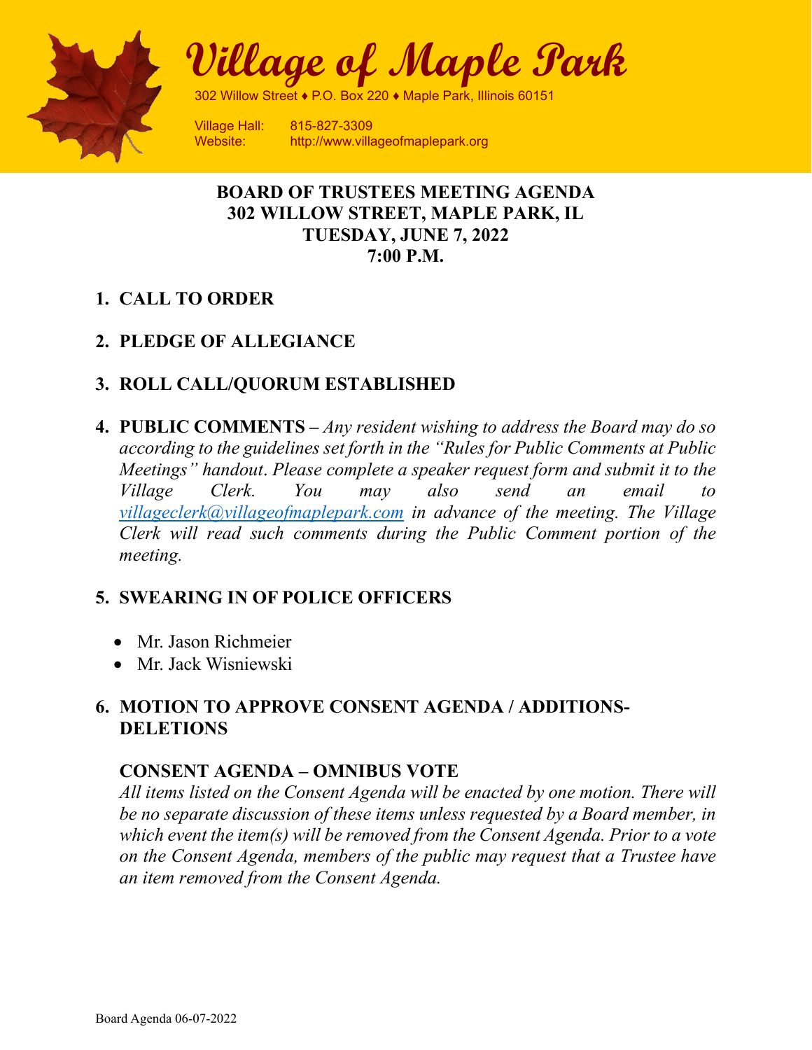# Village of Maple Park

302 Willow Street ♦ P.O. Box 220 ♦ Maple Park, Illinois 60151

Village Hall: 815-827-3309
Website: http://www.villageofmaplepark.org

**BOARD OF TRUSTEES MEETING AGENDA**
**302 WILLOW STREET, MAPLE PARK, IL**
**TUESDAY, JUNE 7, 2022**
**7:00 P.M.**

1. **CALL TO ORDER**

2. **PLEDGE OF ALLEGIANCE**

3. **ROLL CALL/QUORUM ESTABLISHED**

4. **PUBLIC COMMENTS** – *Any resident wishing to address the Board may do so according to the guidelines set forth in the "Rules for Public Comments at Public Meetings" handout. Please complete a speaker request form and submit it to the Village Clerk. You may also send an email to villageclerk@villageofmaplepark.com in advance of the meeting. The Village Clerk will read such comments during the Public Comment portion of the meeting.*

5. **SWEARING IN OF POLICE OFFICERS**
   - Mr. Jason Richmeier
   - Mr. Jack Wisniewski

6. **MOTION TO APPROVE CONSENT AGENDA / ADDITIONS-DELETIONS**

   **CONSENT AGENDA – OMNIBUS VOTE**

   *All items listed on the Consent Agenda will be enacted by one motion. There will be no separate discussion of these items unless requested by a Board member, in which event the item(s) will be removed from the Consent Agenda. Prior to a vote on the Consent Agenda, members of the public may request that a Trustee have an item removed from the Consent Agenda.*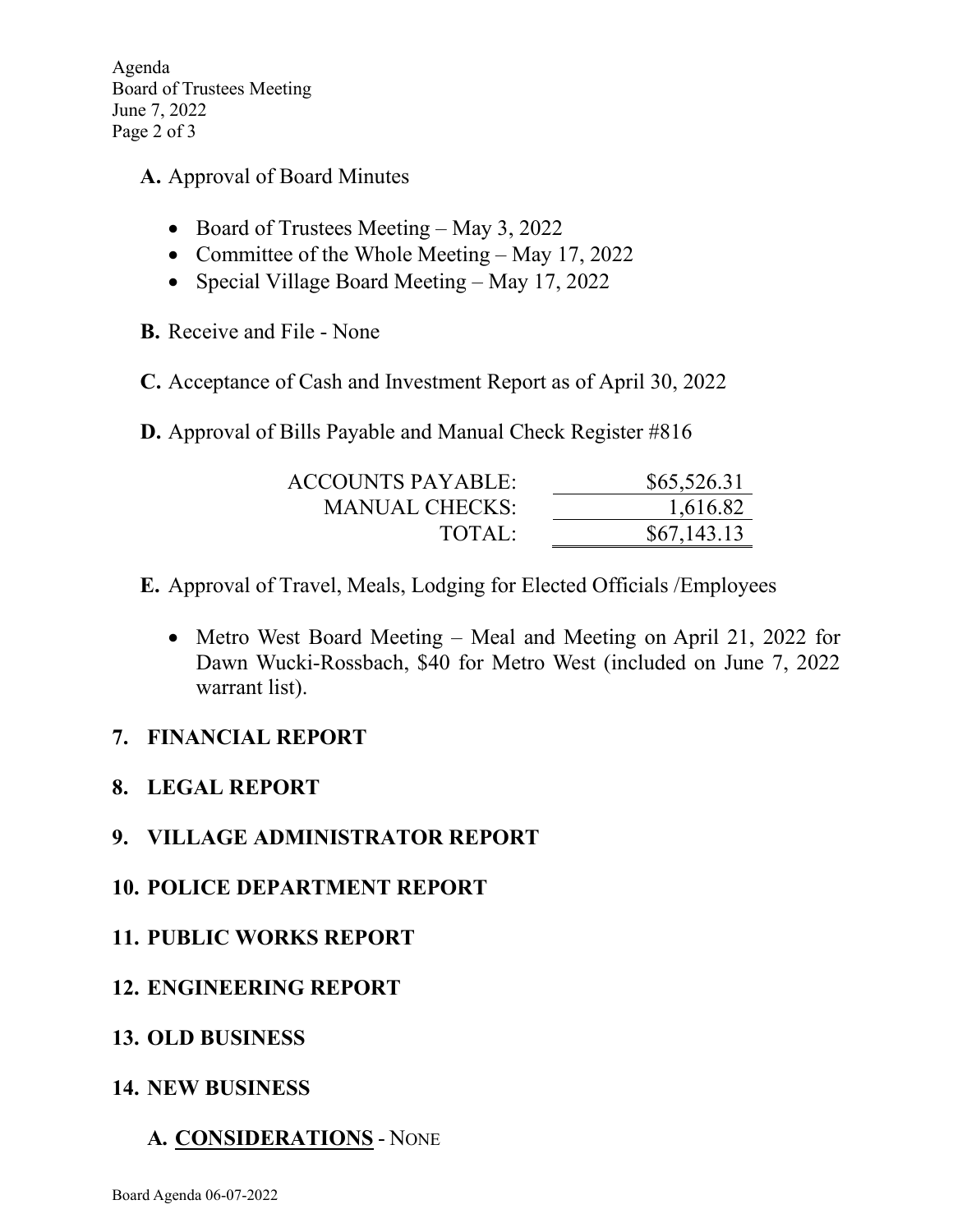**A.** Approval of Board Minutes

- Board of Trustees Meeting – May 3, 2022
- Committee of the Whole Meeting – May 17, 2022
- Special Village Board Meeting – May 17, 2022

**B.** Receive and File - None

**C.** Acceptance of Cash and Investment Report as of April 30, 2022

**D.** Approval of Bills Payable and Manual Check Register #816

| | |
|---|---|
| ACCOUNTS PAYABLE: | $65,526.31 |
| MANUAL CHECKS: | 1,616.82 |
| TOTAL: | $67,143.13 |

**E.** Approval of Travel, Meals, Lodging for Elected Officials /Employees

- Metro West Board Meeting – Meal and Meeting on April 21, 2022 for Dawn Wucki-Rossbach, $40 for Metro West (included on June 7, 2022 warrant list).

## 7. FINANCIAL REPORT

## 8. LEGAL REPORT

## 9. VILLAGE ADMINISTRATOR REPORT

## 10. POLICE DEPARTMENT REPORT

## 11. PUBLIC WORKS REPORT

## 12. ENGINEERING REPORT

## 13. OLD BUSINESS

## 14. NEW BUSINESS

### A. CONSIDERATIONS - NONE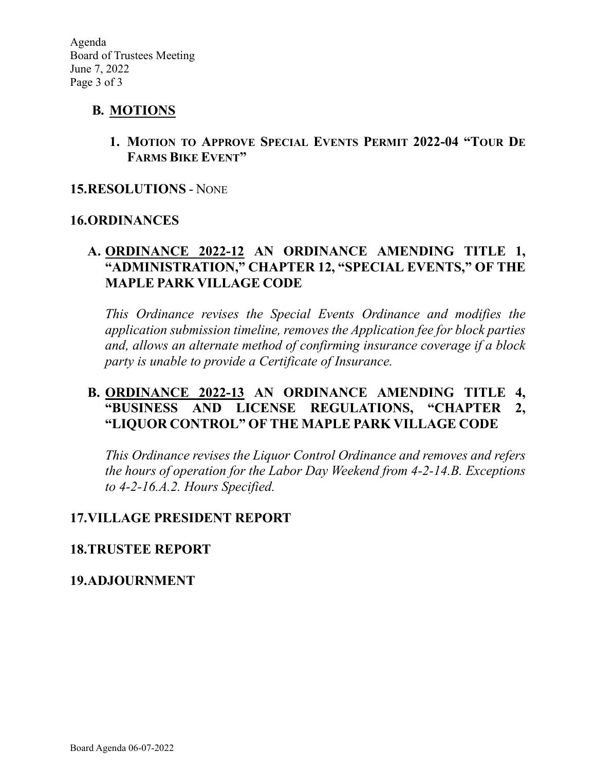## B. MOTIONS

1. **MOTION TO APPROVE SPECIAL EVENTS PERMIT 2022-04 "TOUR DE FARMS BIKE EVENT"**

## 15. RESOLUTIONS - NONE

## 16. ORDINANCES

### A. ORDINANCE 2022-12 AN ORDINANCE AMENDING TITLE 1, "ADMINISTRATION," CHAPTER 12, "SPECIAL EVENTS," OF THE MAPLE PARK VILLAGE CODE

*This Ordinance revises the Special Events Ordinance and modifies the application submission timeline, removes the Application fee for block parties and, allows an alternate method of confirming insurance coverage if a block party is unable to provide a Certificate of Insurance.*

### B. ORDINANCE 2022-13 AN ORDINANCE AMENDING TITLE 4, "BUSINESS AND LICENSE REGULATIONS, "CHAPTER 2, "LIQUOR CONTROL" OF THE MAPLE PARK VILLAGE CODE

*This Ordinance revises the Liquor Control Ordinance and removes and refers the hours of operation for the Labor Day Weekend from 4-2-14.B. Exceptions to 4-2-16.A.2. Hours Specified.*

## 17. VILLAGE PRESIDENT REPORT

## 18. TRUSTEE REPORT

## 19. ADJOURNMENT